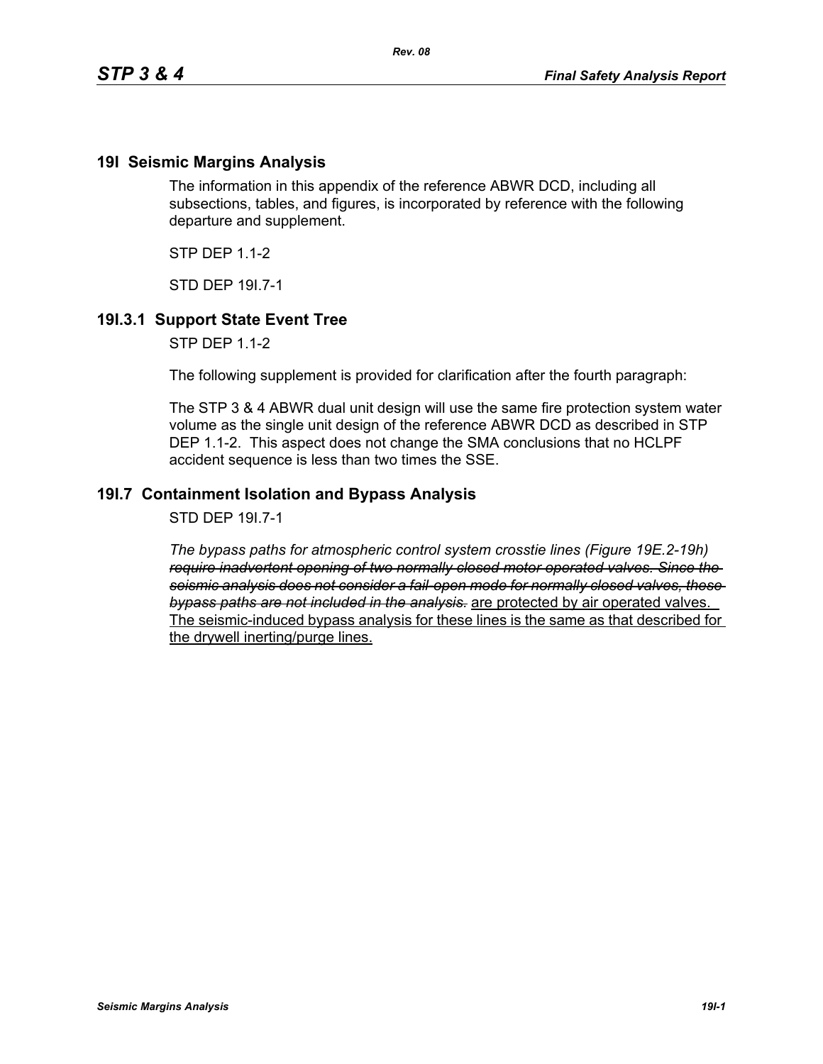## 19I Seismic Margins Analysis

The information in this appendix of the reference ABWR DCD, including all subsections, tables, and figures, is incorporated by reference with the following departure and supplement.

STP DEP 1.1-2

STD DEP 19I.7-1

## 19I.3.1 Support State Event Tree

STP DEP 1.1-2

The following supplement is provided for clarification after the fourth paragraph:

The STP 3 & 4 ABWR dual unit design will use the same fire protection system water volume as the single unit design of the reference ABWR DCD as described in STP DEP 1.1-2. This aspect does not change the SMA conclusions that no HCLPF accident sequence is less than two times the SSE.

## 19I.7 Containment Isolation and Bypass Analysis

STD DEP 19I.7-1

*The bypass paths for atmospheric control system crosstie lines (Figure 19E.2-19h)* ~~*require inadvertent opening of two normally closed motor operated valves. Since the seismic analysis does not consider a fail-open mode for normally closed valves, these bypass paths are not included in the analysis.*~~ <u>are protected by air operated valves. The seismic-induced bypass analysis for these lines is the same as that described for the drywell inerting/purge lines.</u>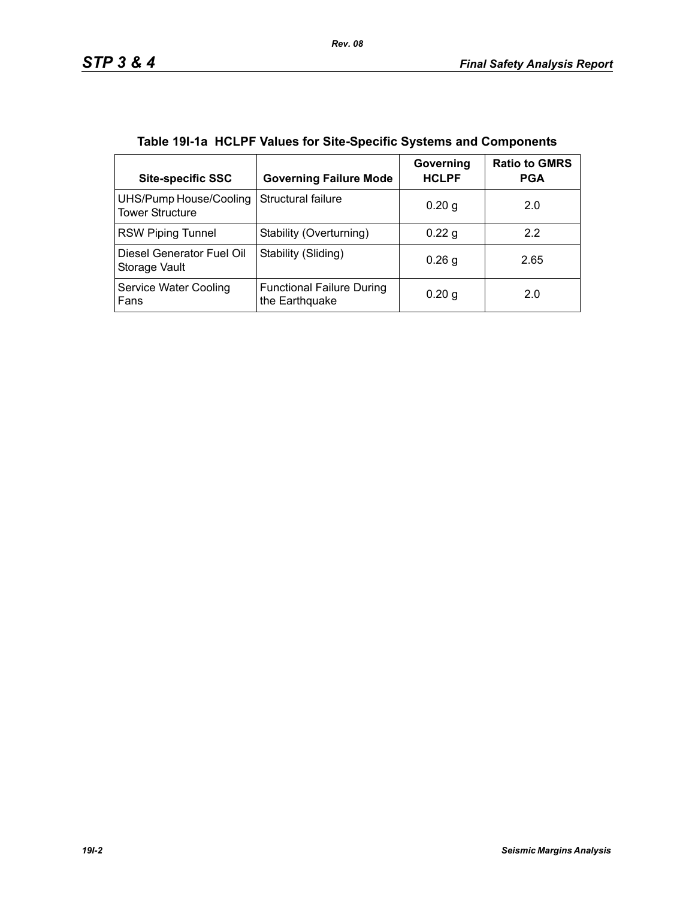**Table 19I-1a HCLPF Values for Site-Specific Systems and Components**

| Site-specific SSC | Governing Failure Mode | Governing HCLPF | Ratio to GMRS PGA |
|---|---|---|---|
| UHS/Pump House/Cooling Tower Structure | Structural failure | 0.20 g | 2.0 |
| RSW Piping Tunnel | Stability (Overturning) | 0.22 g | 2.2 |
| Diesel Generator Fuel Oil Storage Vault | Stability (Sliding) | 0.26 g | 2.65 |
| Service Water Cooling Fans | Functional Failure During the Earthquake | 0.20 g | 2.0 |